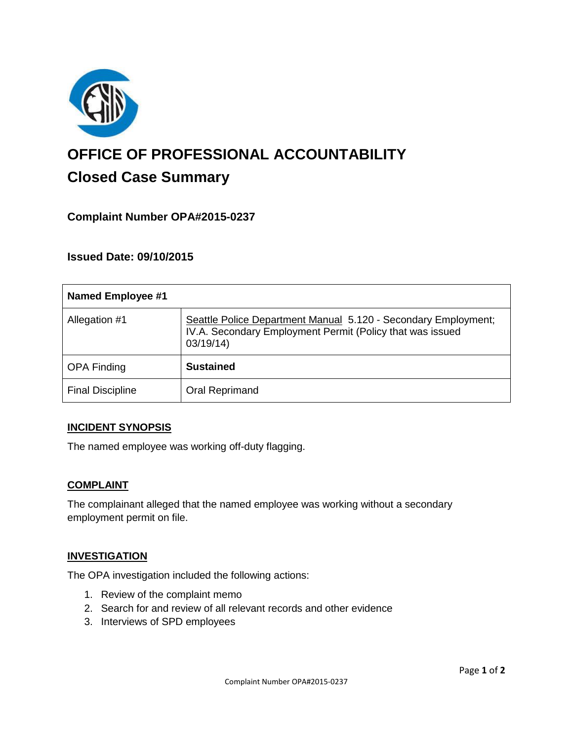# OFFICE OF PROFESSIONAL ACCOUNTABILITY

## Closed Case Summary

### Complaint Number OPA#2015-0237

### Issued Date: 09/10/2015

| Named Employee #1 | |
|---|---|
| Allegation #1 | Seattle Police Department Manual 5.120 - Secondary Employment; IV.A. Secondary Employment Permit (Policy that was issued 03/19/14) |
| OPA Finding | **Sustained** |
| Final Discipline | Oral Reprimand |

**INCIDENT SYNOPSIS**

The named employee was working off-duty flagging.

**COMPLAINT**

The complainant alleged that the named employee was working without a secondary employment permit on file.

**INVESTIGATION**

The OPA investigation included the following actions:

1. Review of the complaint memo
2. Search for and review of all relevant records and other evidence
3. Interviews of SPD employees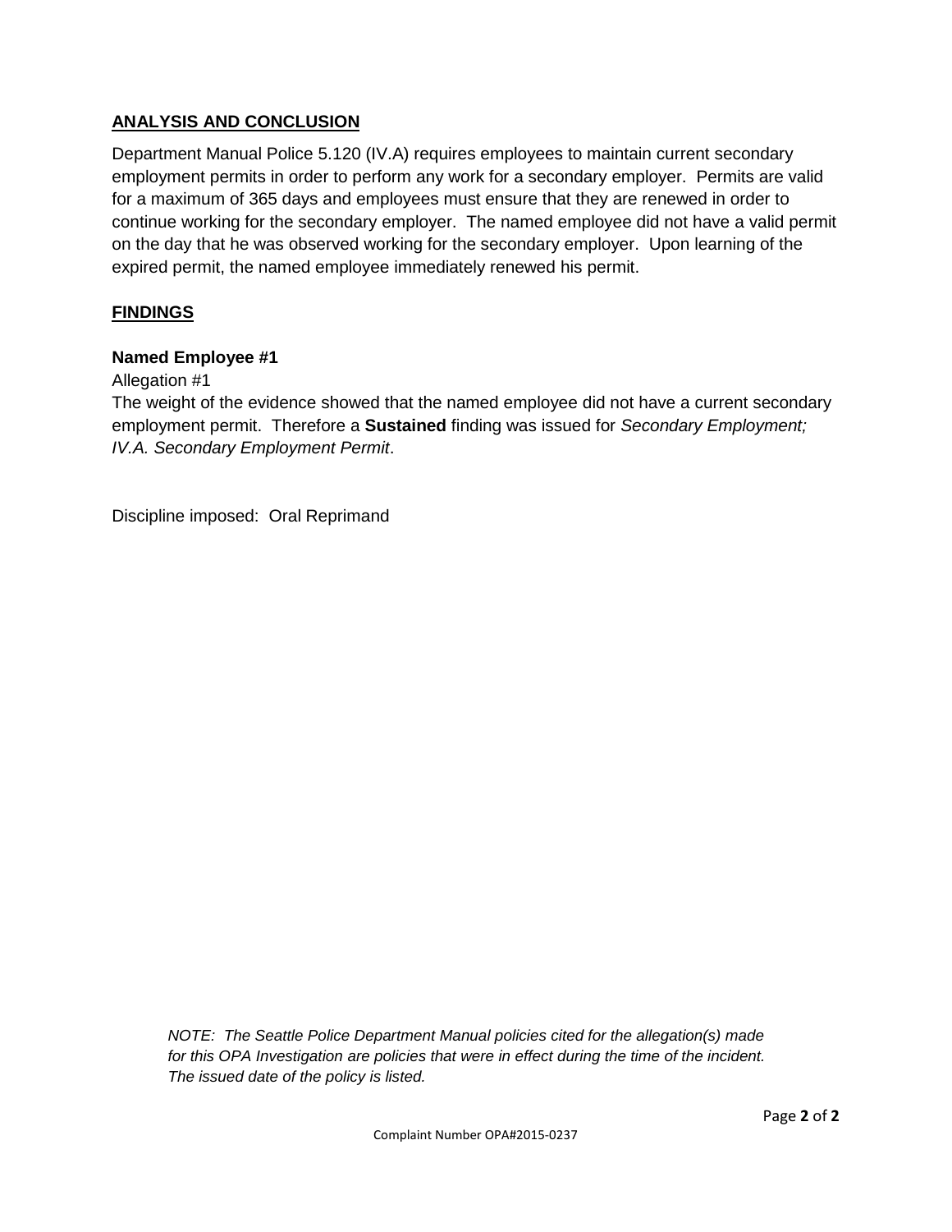## ANALYSIS AND CONCLUSION

Department Manual Police 5.120 (IV.A) requires employees to maintain current secondary employment permits in order to perform any work for a secondary employer. Permits are valid for a maximum of 365 days and employees must ensure that they are renewed in order to continue working for the secondary employer. The named employee did not have a valid permit on the day that he was observed working for the secondary employer. Upon learning of the expired permit, the named employee immediately renewed his permit.

## FINDINGS

**Named Employee #1**

Allegation #1

The weight of the evidence showed that the named employee did not have a current secondary employment permit. Therefore a **Sustained** finding was issued for *Secondary Employment; IV.A. Secondary Employment Permit*.

Discipline imposed: Oral Reprimand

*NOTE: The Seattle Police Department Manual policies cited for the allegation(s) made for this OPA Investigation are policies that were in effect during the time of the incident. The issued date of the policy is listed.*

Complaint Number OPA#2015-0237